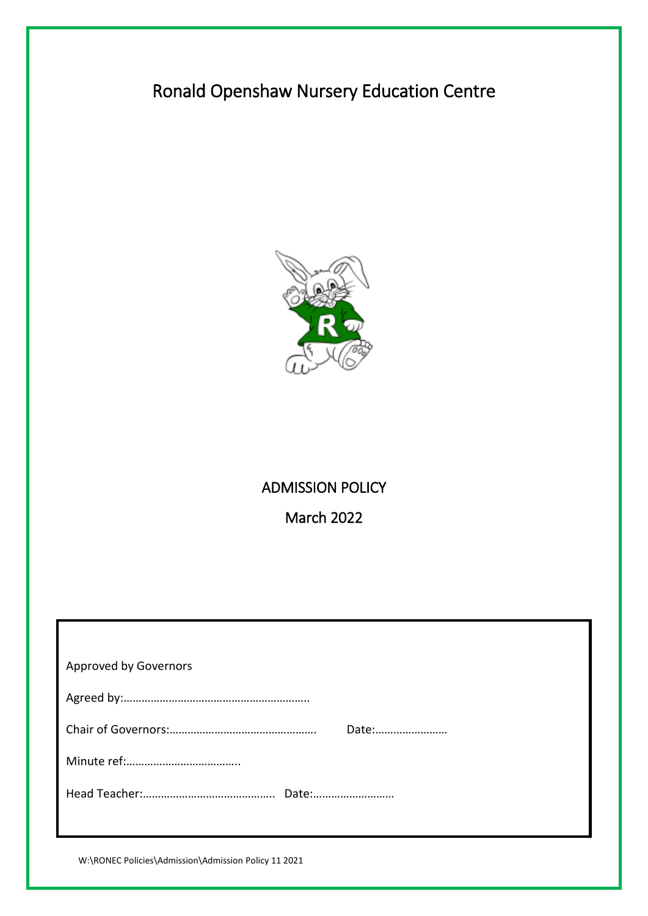# Ronald Openshaw Nursery Education Centre

## ADMISSION POLICY

March 2022

Approved by Governors

Agreed by:……………………………………………………..

Chair of Governors:…………………………………………. Date:……………………

Minute ref:………………………………..

Head Teacher:…………………………………….. Date:………………………

W:\RONEC Policies\Admission\Admission Policy 11 2021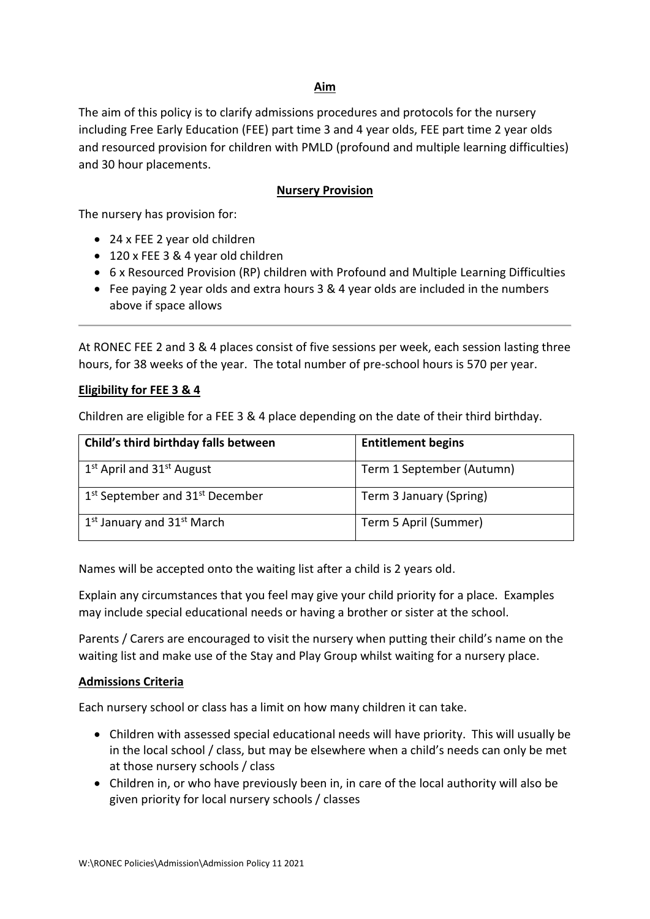## Aim

The aim of this policy is to clarify admissions procedures and protocols for the nursery including Free Early Education (FEE) part time 3 and 4 year olds, FEE part time 2 year olds and resourced provision for children with PMLD (profound and multiple learning difficulties) and 30 hour placements.

## Nursery Provision

The nursery has provision for:

- 24 x FEE 2 year old children
- 120 x FEE 3 & 4 year old children
- 6 x Resourced Provision (RP) children with Profound and Multiple Learning Difficulties
- Fee paying 2 year olds and extra hours 3 & 4 year olds are included in the numbers above if space allows

---

At RONEC FEE 2 and 3 & 4 places consist of five sessions per week, each session lasting three hours, for 38 weeks of the year. The total number of pre-school hours is 570 per year.

### Eligibility for FEE 3 & 4

Children are eligible for a FEE 3 & 4 place depending on the date of their third birthday.

| Child's third birthday falls between | Entitlement begins |
|---|---|
| 1st April and 31st August | Term 1 September (Autumn) |
| 1st September and 31st December | Term 3 January (Spring) |
| 1st January and 31st March | Term 5 April (Summer) |

Names will be accepted onto the waiting list after a child is 2 years old.

Explain any circumstances that you feel may give your child priority for a place. Examples may include special educational needs or having a brother or sister at the school.

Parents / Carers are encouraged to visit the nursery when putting their child's name on the waiting list and make use of the Stay and Play Group whilst waiting for a nursery place.

### Admissions Criteria

Each nursery school or class has a limit on how many children it can take.

- Children with assessed special educational needs will have priority. This will usually be in the local school / class, but may be elsewhere when a child's needs can only be met at those nursery schools / class
- Children in, or who have previously been in, in care of the local authority will also be given priority for local nursery schools / classes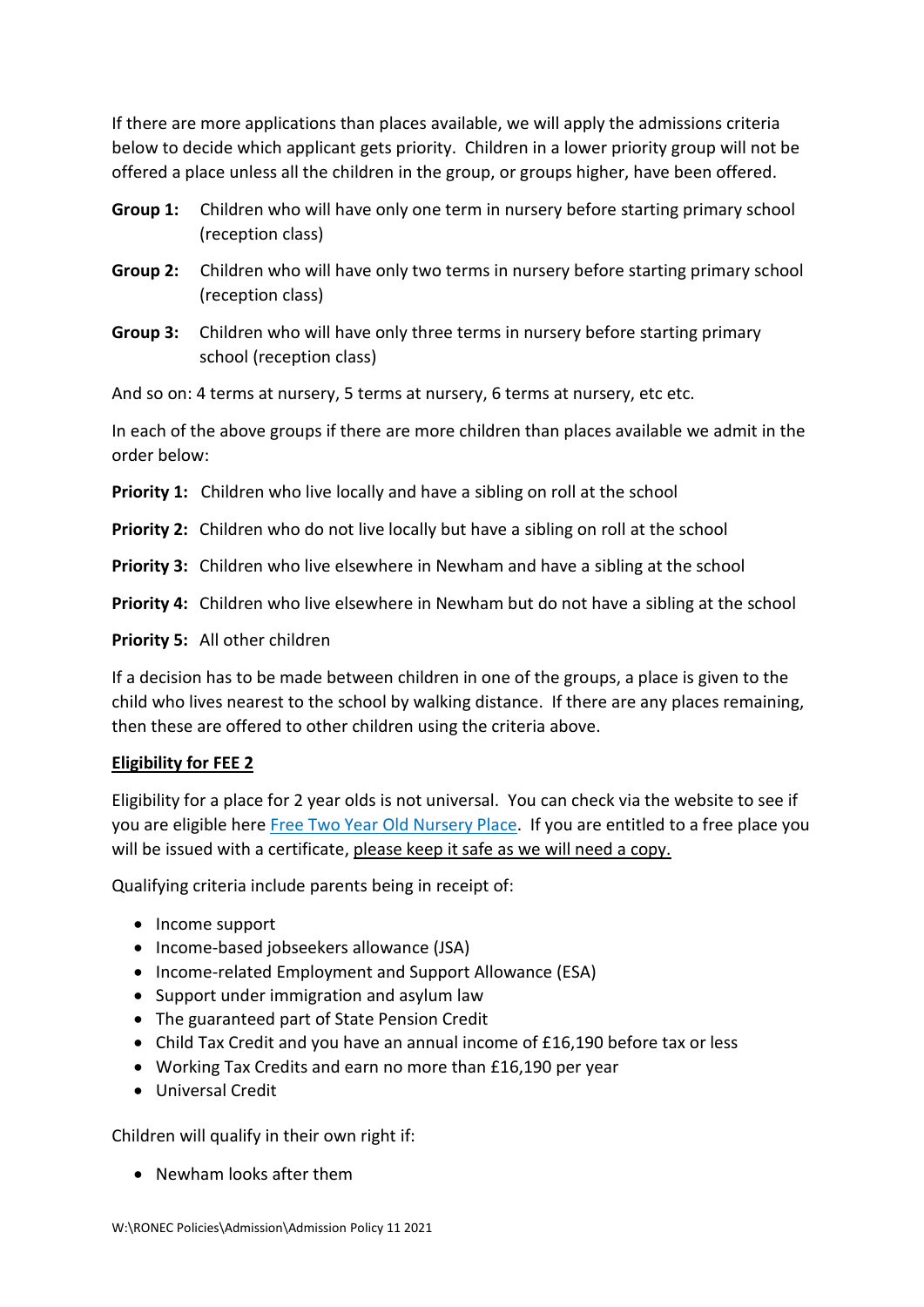If there are more applications than places available, we will apply the admissions criteria below to decide which applicant gets priority. Children in a lower priority group will not be offered a place unless all the children in the group, or groups higher, have been offered.

**Group 1:** Children who will have only one term in nursery before starting primary school (reception class)

**Group 2:** Children who will have only two terms in nursery before starting primary school (reception class)

**Group 3:** Children who will have only three terms in nursery before starting primary school (reception class)

And so on: 4 terms at nursery, 5 terms at nursery, 6 terms at nursery, etc etc.

In each of the above groups if there are more children than places available we admit in the order below:

**Priority 1:** Children who live locally and have a sibling on roll at the school

**Priority 2:** Children who do not live locally but have a sibling on roll at the school

**Priority 3:** Children who live elsewhere in Newham and have a sibling at the school

**Priority 4:** Children who live elsewhere in Newham but do not have a sibling at the school

**Priority 5:** All other children

If a decision has to be made between children in one of the groups, a place is given to the child who lives nearest to the school by walking distance. If there are any places remaining, then these are offered to other children using the criteria above.

**Eligibility for FEE 2**

Eligibility for a place for 2 year olds is not universal. You can check via the website to see if you are eligible here [Free Two Year Old Nursery Place](). If you are entitled to a free place you will be issued with a certificate, please keep it safe as we will need a copy.

Qualifying criteria include parents being in receipt of:

- Income support
- Income-based jobseekers allowance (JSA)
- Income-related Employment and Support Allowance (ESA)
- Support under immigration and asylum law
- The guaranteed part of State Pension Credit
- Child Tax Credit and you have an annual income of £16,190 before tax or less
- Working Tax Credits and earn no more than £16,190 per year
- Universal Credit

Children will qualify in their own right if:

- Newham looks after them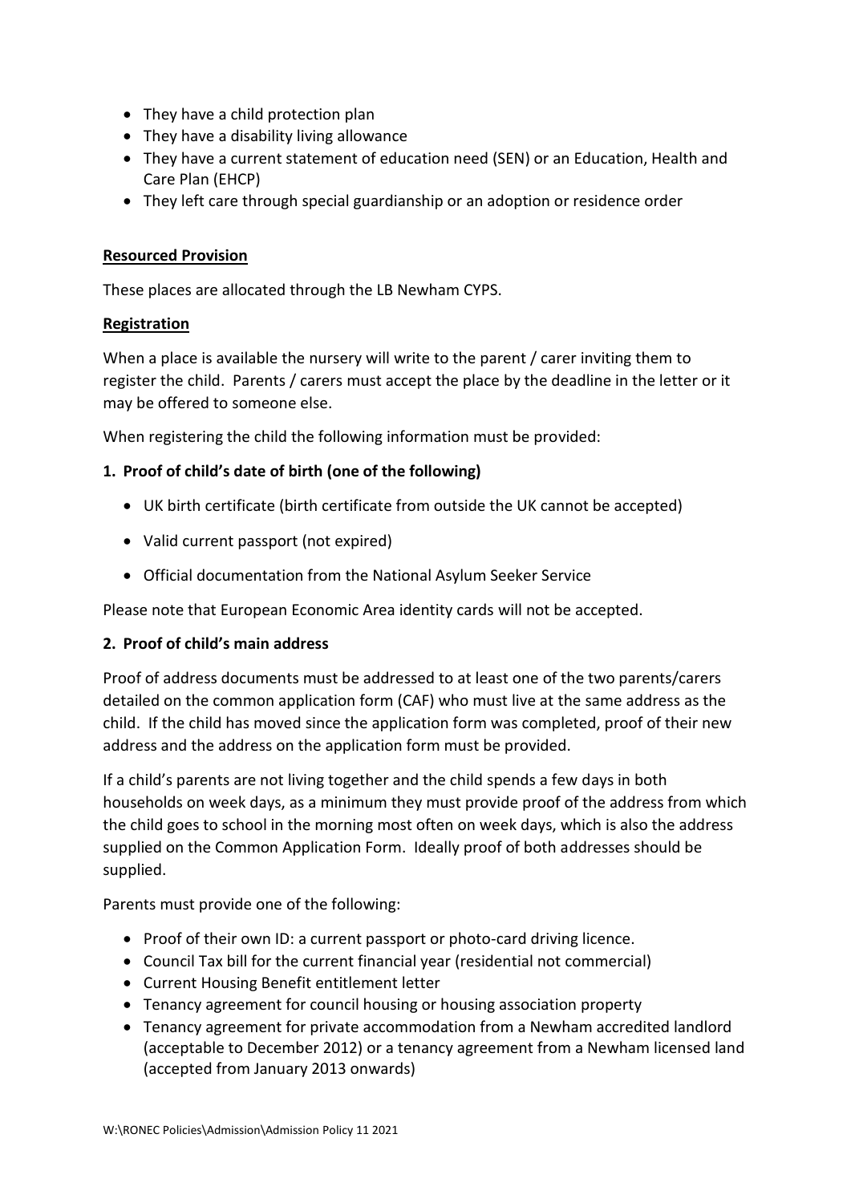- They have a child protection plan
- They have a disability living allowance
- They have a current statement of education need (SEN) or an Education, Health and Care Plan (EHCP)
- They left care through special guardianship or an adoption or residence order

**Resourced Provision**

These places are allocated through the LB Newham CYPS.

**Registration**

When a place is available the nursery will write to the parent / carer inviting them to register the child. Parents / carers must accept the place by the deadline in the letter or it may be offered to someone else.

When registering the child the following information must be provided:

**1. Proof of child's date of birth (one of the following)**

- UK birth certificate (birth certificate from outside the UK cannot be accepted)
- Valid current passport (not expired)
- Official documentation from the National Asylum Seeker Service

Please note that European Economic Area identity cards will not be accepted.

**2. Proof of child's main address**

Proof of address documents must be addressed to at least one of the two parents/carers detailed on the common application form (CAF) who must live at the same address as the child. If the child has moved since the application form was completed, proof of their new address and the address on the application form must be provided.

If a child's parents are not living together and the child spends a few days in both households on week days, as a minimum they must provide proof of the address from which the child goes to school in the morning most often on week days, which is also the address supplied on the Common Application Form. Ideally proof of both addresses should be supplied.

Parents must provide one of the following:

- Proof of their own ID: a current passport or photo-card driving licence.
- Council Tax bill for the current financial year (residential not commercial)
- Current Housing Benefit entitlement letter
- Tenancy agreement for council housing or housing association property
- Tenancy agreement for private accommodation from a Newham accredited landlord (acceptable to December 2012) or a tenancy agreement from a Newham licensed land (accepted from January 2013 onwards)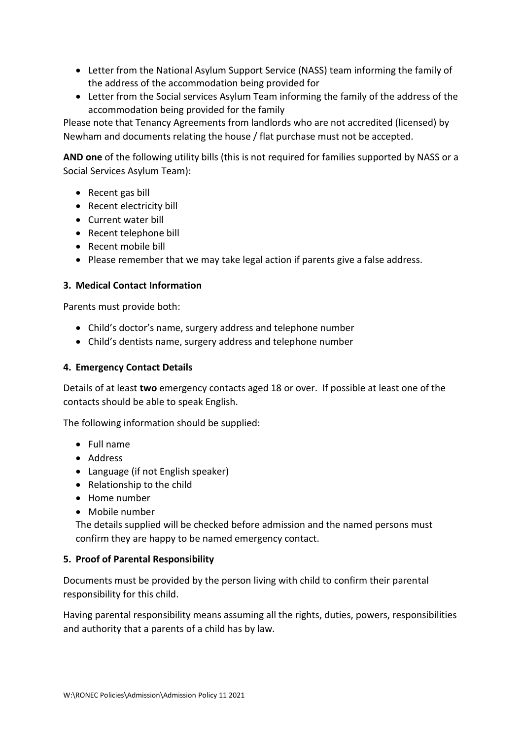- Letter from the National Asylum Support Service (NASS) team informing the family of the address of the accommodation being provided for
- Letter from the Social services Asylum Team informing the family of the address of the accommodation being provided for the family

Please note that Tenancy Agreements from landlords who are not accredited (licensed) by Newham and documents relating the house / flat purchase must not be accepted.

**AND one** of the following utility bills (this is not required for families supported by NASS or a Social Services Asylum Team):

- Recent gas bill
- Recent electricity bill
- Current water bill
- Recent telephone bill
- Recent mobile bill
- Please remember that we may take legal action if parents give a false address.

### 3. Medical Contact Information

Parents must provide both:

- Child's doctor's name, surgery address and telephone number
- Child's dentists name, surgery address and telephone number

### 4. Emergency Contact Details

Details of at least **two** emergency contacts aged 18 or over. If possible at least one of the contacts should be able to speak English.

The following information should be supplied:

- Full name
- Address
- Language (if not English speaker)
- Relationship to the child
- Home number
- Mobile number

The details supplied will be checked before admission and the named persons must confirm they are happy to be named emergency contact.

### 5. Proof of Parental Responsibility

Documents must be provided by the person living with child to confirm their parental responsibility for this child.

Having parental responsibility means assuming all the rights, duties, powers, responsibilities and authority that a parents of a child has by law.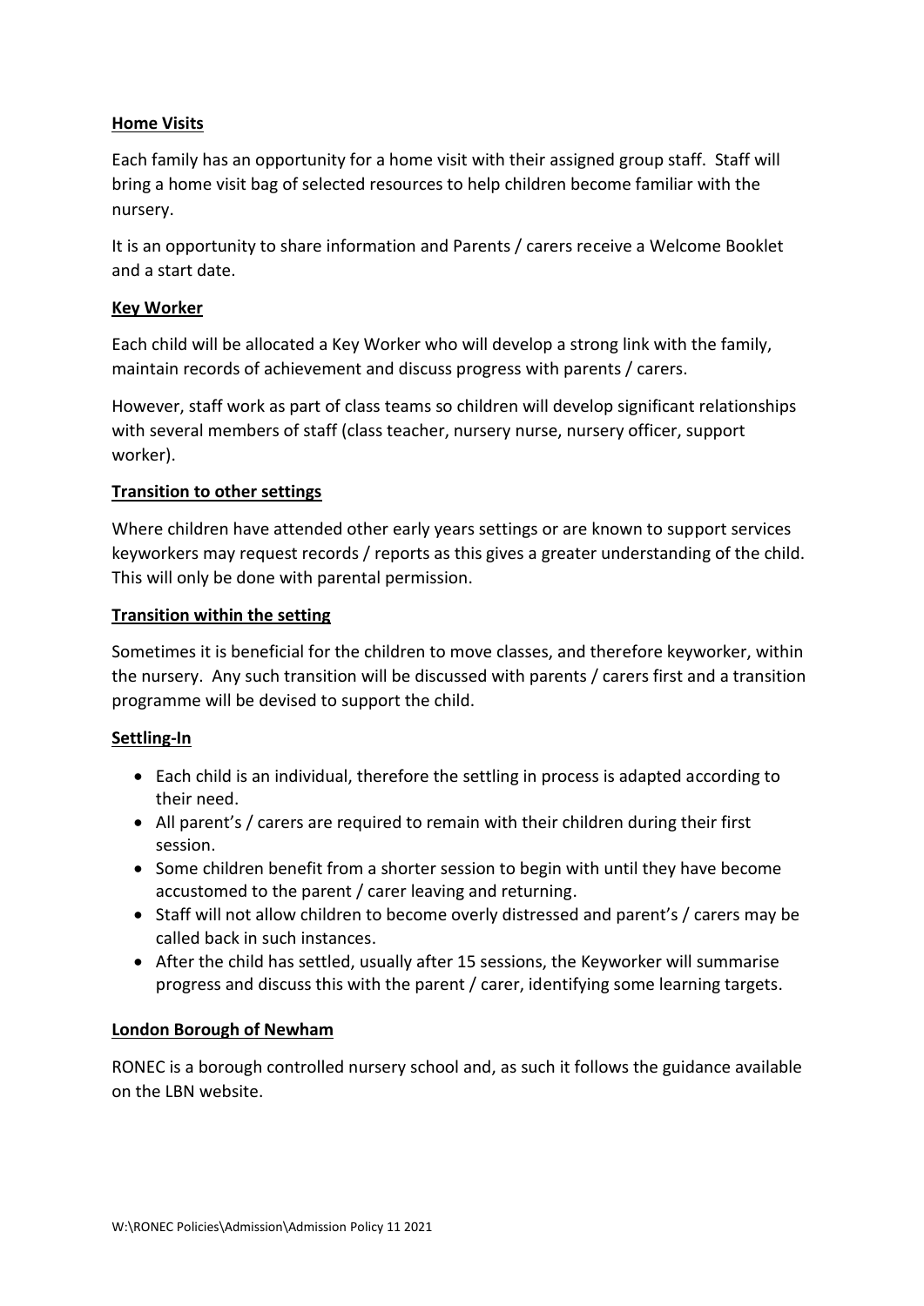**Home Visits**

Each family has an opportunity for a home visit with their assigned group staff. Staff will bring a home visit bag of selected resources to help children become familiar with the nursery.

It is an opportunity to share information and Parents / carers receive a Welcome Booklet and a start date.

**Key Worker**

Each child will be allocated a Key Worker who will develop a strong link with the family, maintain records of achievement and discuss progress with parents / carers.

However, staff work as part of class teams so children will develop significant relationships with several members of staff (class teacher, nursery nurse, nursery officer, support worker).

**Transition to other settings**

Where children have attended other early years settings or are known to support services keyworkers may request records / reports as this gives a greater understanding of the child. This will only be done with parental permission.

**Transition within the setting**

Sometimes it is beneficial for the children to move classes, and therefore keyworker, within the nursery. Any such transition will be discussed with parents / carers first and a transition programme will be devised to support the child.

**Settling-In**

- Each child is an individual, therefore the settling in process is adapted according to their need.
- All parent's / carers are required to remain with their children during their first session.
- Some children benefit from a shorter session to begin with until they have become accustomed to the parent / carer leaving and returning.
- Staff will not allow children to become overly distressed and parent's / carers may be called back in such instances.
- After the child has settled, usually after 15 sessions, the Keyworker will summarise progress and discuss this with the parent / carer, identifying some learning targets.

**London Borough of Newham**

RONEC is a borough controlled nursery school and, as such it follows the guidance available on the LBN website.